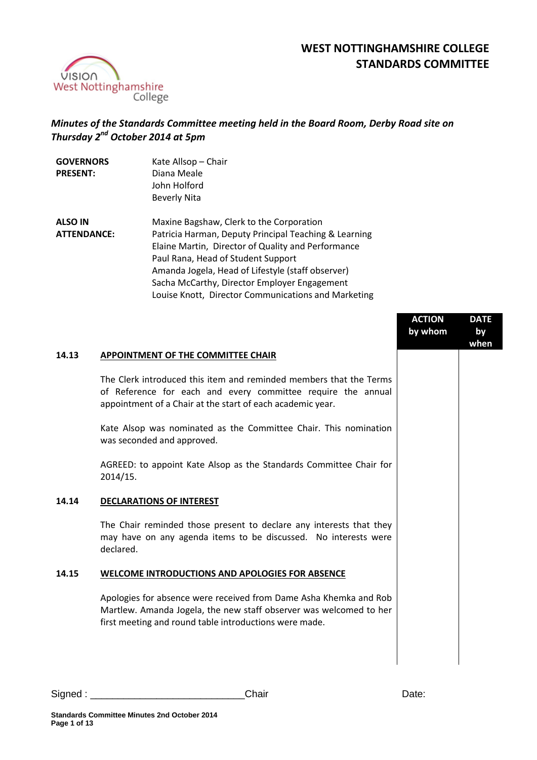# WEST NOTTINGHAMSHIRE COLLEGE
# STANDARDS COMMITTEE

*Minutes of the Standards Committee meeting held in the Board Room, Derby Road site on Thursday 2nd October 2014 at 5pm*

| | |
|---|---|
| **GOVERNORS PRESENT:** | Kate Allsop – Chair<br>Diana Meale<br>John Holford<br>Beverly Nita |
| **ALSO IN ATTENDANCE:** | Maxine Bagshaw, Clerk to the Corporation<br>Patricia Harman, Deputy Principal Teaching & Learning<br>Elaine Martin, Director of Quality and Performance<br>Paul Rana, Head of Student Support<br>Amanda Jogela, Head of Lifestyle (staff observer)<br>Sacha McCarthy, Director Employer Engagement<br>Louise Knott, Director Communications and Marketing |

| | | ACTION by whom | DATE by when |
|---|---|---|---|
| **14.13** | **APPOINTMENT OF THE COMMITTEE CHAIR** | | |
| | The Clerk introduced this item and reminded members that the Terms of Reference for each and every committee require the annual appointment of a Chair at the start of each academic year. | | |
| | Kate Alsop was nominated as the Committee Chair. This nomination was seconded and approved. | | |
| | AGREED: to appoint Kate Alsop as the Standards Committee Chair for 2014/15. | | |
| **14.14** | **DECLARATIONS OF INTEREST** | | |
| | The Chair reminded those present to declare any interests that they may have on any agenda items to be discussed. No interests were declared. | | |
| **14.15** | **WELCOME INTRODUCTIONS AND APOLOGIES FOR ABSENCE** | | |
| | Apologies for absence were received from Dame Asha Khemka and Rob Martlew. Amanda Jogela, the new staff observer was welcomed to her first meeting and round table introductions were made. | | |

Signed : ___________________________Chair Date: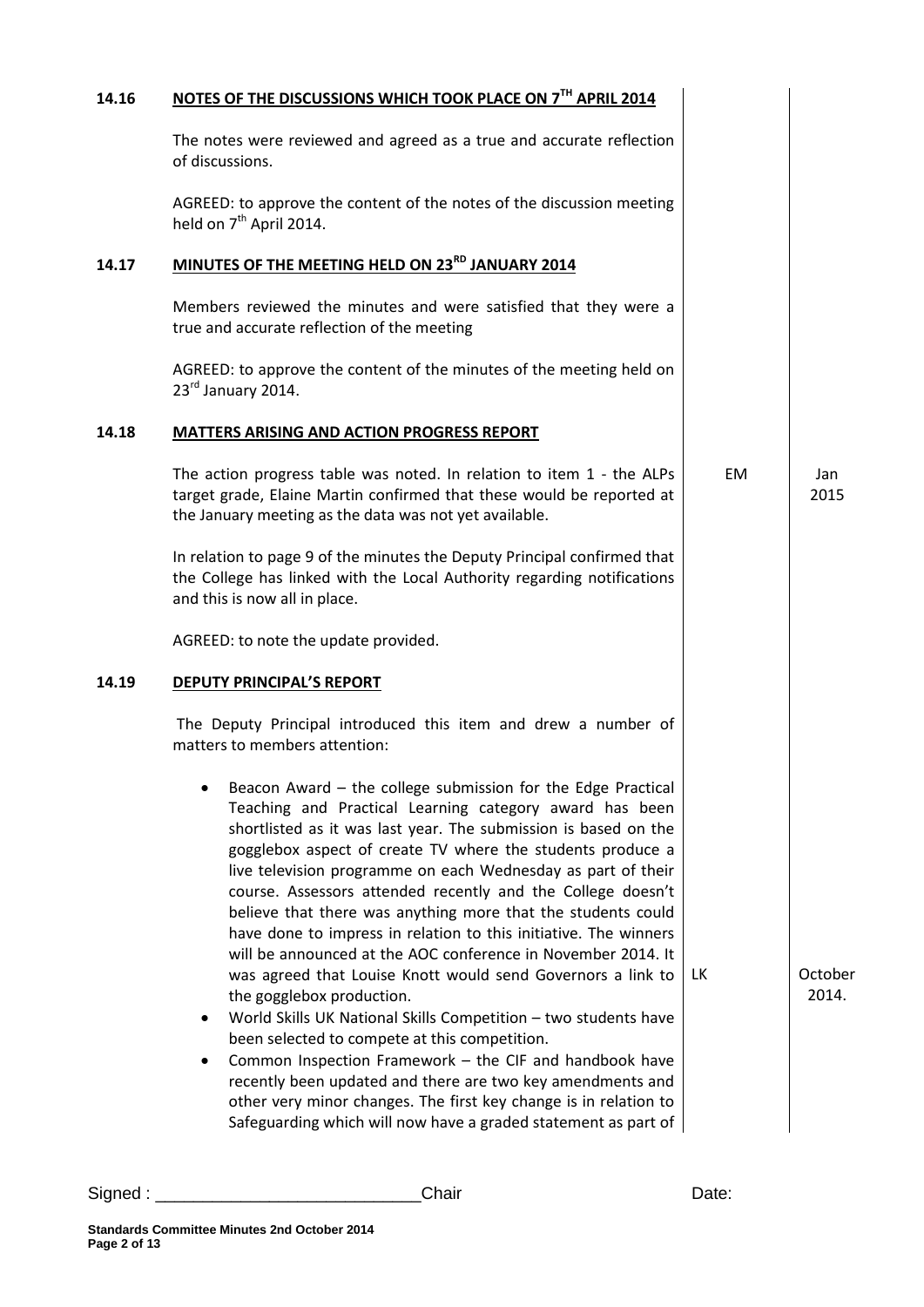## 14.16 NOTES OF THE DISCUSSIONS WHICH TOOK PLACE ON 7TH APRIL 2014

The notes were reviewed and agreed as a true and accurate reflection of discussions.

AGREED: to approve the content of the notes of the discussion meeting held on 7th April 2014.

## 14.17 MINUTES OF THE MEETING HELD ON 23RD JANUARY 2014

Members reviewed the minutes and were satisfied that they were a true and accurate reflection of the meeting

AGREED: to approve the content of the minutes of the meeting held on 23rd January 2014.

## 14.18 MATTERS ARISING AND ACTION PROGRESS REPORT

The action progress table was noted. In relation to item 1 - the ALPs target grade, Elaine Martin confirmed that these would be reported at the January meeting as the data was not yet available. — **EM** — **Jan 2015**

In relation to page 9 of the minutes the Deputy Principal confirmed that the College has linked with the Local Authority regarding notifications and this is now all in place.

AGREED: to note the update provided.

## 14.19 DEPUTY PRINCIPAL'S REPORT

The Deputy Principal introduced this item and drew a number of matters to members attention:

- Beacon Award – the college submission for the Edge Practical Teaching and Practical Learning category award has been shortlisted as it was last year. The submission is based on the gogglebox aspect of create TV where the students produce a live television programme on each Wednesday as part of their course. Assessors attended recently and the College doesn't believe that there was anything more that the students could have done to impress in relation to this initiative. The winners will be announced at the AOC conference in November 2014. It was agreed that Louise Knott would send Governors a link to the gogglebox production. — **LK** — **October 2014.**
- World Skills UK National Skills Competition – two students have been selected to compete at this competition.
- Common Inspection Framework – the CIF and handbook have recently been updated and there are two key amendments and other very minor changes. The first key change is in relation to Safeguarding which will now have a graded statement as part of

Signed : \_\_\_\_\_\_\_\_\_\_\_\_\_\_\_\_\_\_\_\_\_\_\_\_\_\_\_\_Chair Date: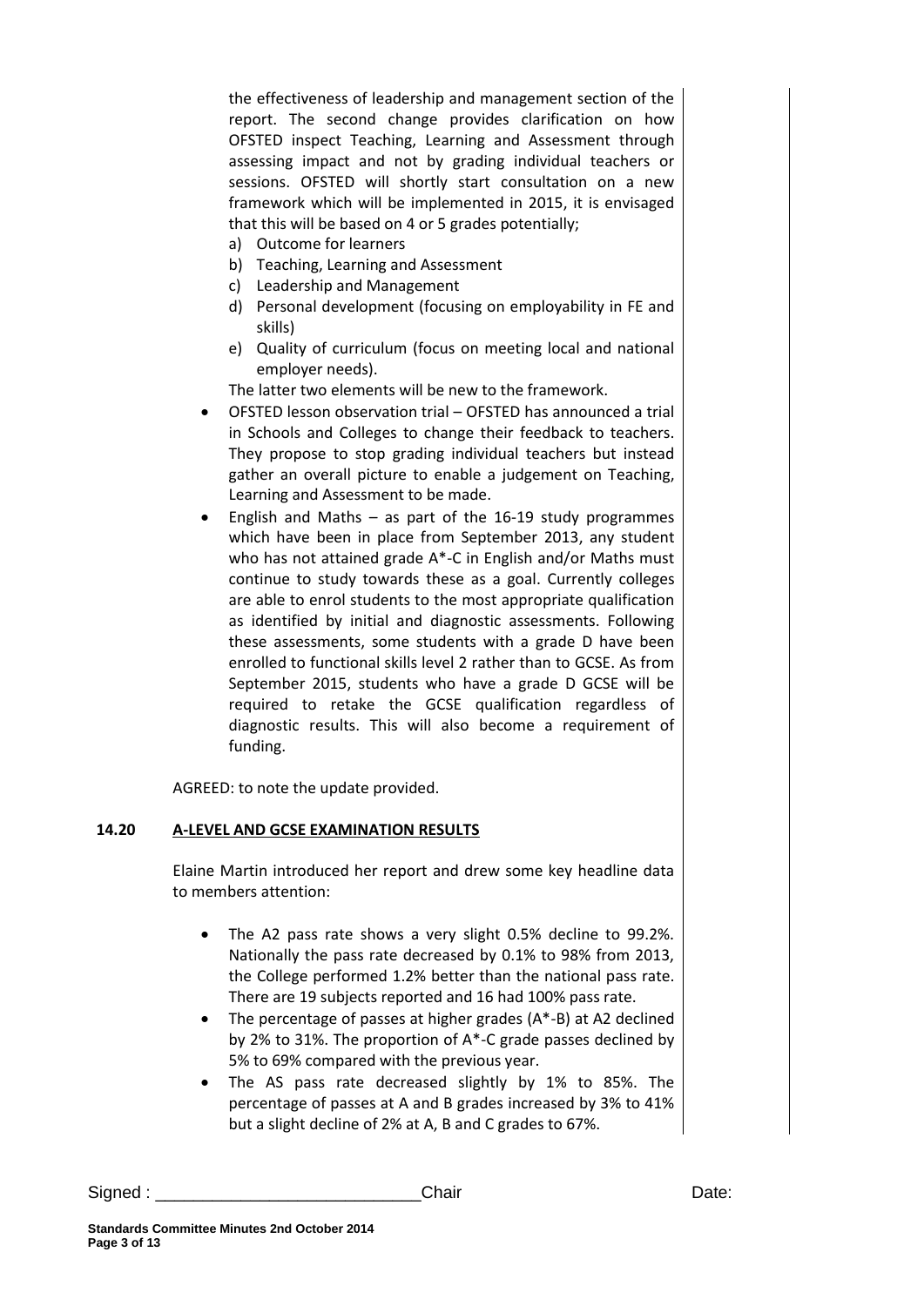the effectiveness of leadership and management section of the report. The second change provides clarification on how OFSTED inspect Teaching, Learning and Assessment through assessing impact and not by grading individual teachers or sessions. OFSTED will shortly start consultation on a new framework which will be implemented in 2015, it is envisaged that this will be based on 4 or 5 grades potentially;

a) Outcome for learners
b) Teaching, Learning and Assessment
c) Leadership and Management
d) Personal development (focusing on employability in FE and skills)
e) Quality of curriculum (focus on meeting local and national employer needs).

The latter two elements will be new to the framework.

- OFSTED lesson observation trial – OFSTED has announced a trial in Schools and Colleges to change their feedback to teachers. They propose to stop grading individual teachers but instead gather an overall picture to enable a judgement on Teaching, Learning and Assessment to be made.
- English and Maths – as part of the 16-19 study programmes which have been in place from September 2013, any student who has not attained grade A*-C in English and/or Maths must continue to study towards these as a goal. Currently colleges are able to enrol students to the most appropriate qualification as identified by initial and diagnostic assessments. Following these assessments, some students with a grade D have been enrolled to functional skills level 2 rather than to GCSE. As from September 2015, students who have a grade D GCSE will be required to retake the GCSE qualification regardless of diagnostic results. This will also become a requirement of funding.

AGREED: to note the update provided.

## 14.20 A-LEVEL AND GCSE EXAMINATION RESULTS

Elaine Martin introduced her report and drew some key headline data to members attention:

- The A2 pass rate shows a very slight 0.5% decline to 99.2%. Nationally the pass rate decreased by 0.1% to 98% from 2013, the College performed 1.2% better than the national pass rate. There are 19 subjects reported and 16 had 100% pass rate.
- The percentage of passes at higher grades (A*-B) at A2 declined by 2% to 31%. The proportion of A*-C grade passes declined by 5% to 69% compared with the previous year.
- The AS pass rate decreased slightly by 1% to 85%. The percentage of passes at A and B grades increased by 3% to 41% but a slight decline of 2% at A, B and C grades to 67%.

Signed : ___________________________Chair Date: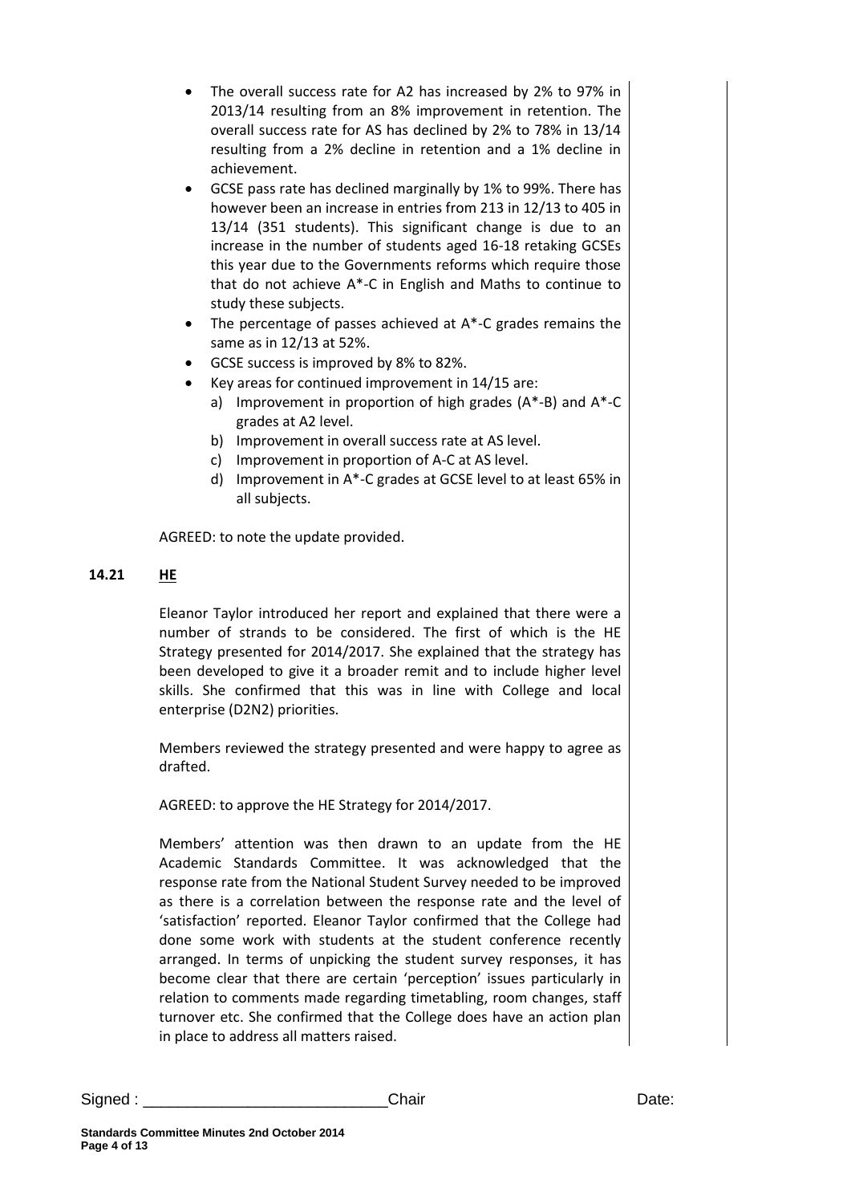- The overall success rate for A2 has increased by 2% to 97% in 2013/14 resulting from an 8% improvement in retention. The overall success rate for AS has declined by 2% to 78% in 13/14 resulting from a 2% decline in retention and a 1% decline in achievement.
- GCSE pass rate has declined marginally by 1% to 99%. There has however been an increase in entries from 213 in 12/13 to 405 in 13/14 (351 students). This significant change is due to an increase in the number of students aged 16-18 retaking GCSEs this year due to the Governments reforms which require those that do not achieve A*-C in English and Maths to continue to study these subjects.
- The percentage of passes achieved at A*-C grades remains the same as in 12/13 at 52%.
- GCSE success is improved by 8% to 82%.
- Key areas for continued improvement in 14/15 are:
  a) Improvement in proportion of high grades (A*-B) and A*-C grades at A2 level.
  b) Improvement in overall success rate at AS level.
  c) Improvement in proportion of A-C at AS level.
  d) Improvement in A*-C grades at GCSE level to at least 65% in all subjects.

AGREED: to note the update provided.

**14.21 <u>HE</u>**

Eleanor Taylor introduced her report and explained that there were a number of strands to be considered. The first of which is the HE Strategy presented for 2014/2017. She explained that the strategy has been developed to give it a broader remit and to include higher level skills. She confirmed that this was in line with College and local enterprise (D2N2) priorities.

Members reviewed the strategy presented and were happy to agree as drafted.

AGREED: to approve the HE Strategy for 2014/2017.

Members' attention was then drawn to an update from the HE Academic Standards Committee. It was acknowledged that the response rate from the National Student Survey needed to be improved as there is a correlation between the response rate and the level of 'satisfaction' reported. Eleanor Taylor confirmed that the College had done some work with students at the student conference recently arranged. In terms of unpicking the student survey responses, it has become clear that there are certain 'perception' issues particularly in relation to comments made regarding timetabling, room changes, staff turnover etc. She confirmed that the College does have an action plan in place to address all matters raised.

Signed : ___________________________Chair Date:

**Standards Committee Minutes 2nd October 2014**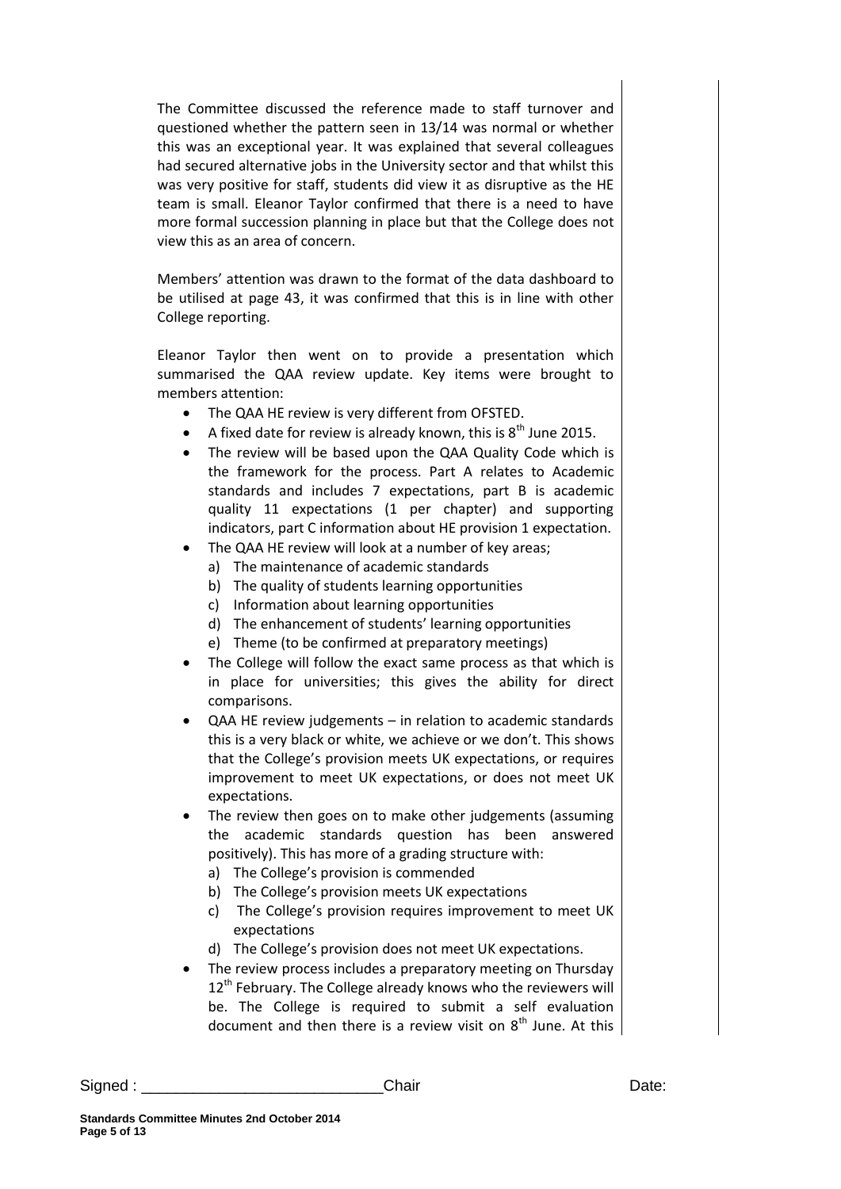The Committee discussed the reference made to staff turnover and questioned whether the pattern seen in 13/14 was normal or whether this was an exceptional year. It was explained that several colleagues had secured alternative jobs in the University sector and that whilst this was very positive for staff, students did view it as disruptive as the HE team is small. Eleanor Taylor confirmed that there is a need to have more formal succession planning in place but that the College does not view this as an area of concern.

Members' attention was drawn to the format of the data dashboard to be utilised at page 43, it was confirmed that this is in line with other College reporting.

Eleanor Taylor then went on to provide a presentation which summarised the QAA review update. Key items were brought to members attention:

- The QAA HE review is very different from OFSTED.
- A fixed date for review is already known, this is 8th June 2015.
- The review will be based upon the QAA Quality Code which is the framework for the process. Part A relates to Academic standards and includes 7 expectations, part B is academic quality 11 expectations (1 per chapter) and supporting indicators, part C information about HE provision 1 expectation.
- The QAA HE review will look at a number of key areas;
  a) The maintenance of academic standards
  b) The quality of students learning opportunities
  c) Information about learning opportunities
  d) The enhancement of students' learning opportunities
  e) Theme (to be confirmed at preparatory meetings)
- The College will follow the exact same process as that which is in place for universities; this gives the ability for direct comparisons.
- QAA HE review judgements – in relation to academic standards this is a very black or white, we achieve or we don't. This shows that the College's provision meets UK expectations, or requires improvement to meet UK expectations, or does not meet UK expectations.
- The review then goes on to make other judgements (assuming the academic standards question has been answered positively). This has more of a grading structure with:
  a) The College's provision is commended
  b) The College's provision meets UK expectations
  c) The College's provision requires improvement to meet UK expectations
  d) The College's provision does not meet UK expectations.
- The review process includes a preparatory meeting on Thursday 12th February. The College already knows who the reviewers will be. The College is required to submit a self evaluation document and then there is a review visit on 8th June. At this

Signed : ___________________________Chair Date: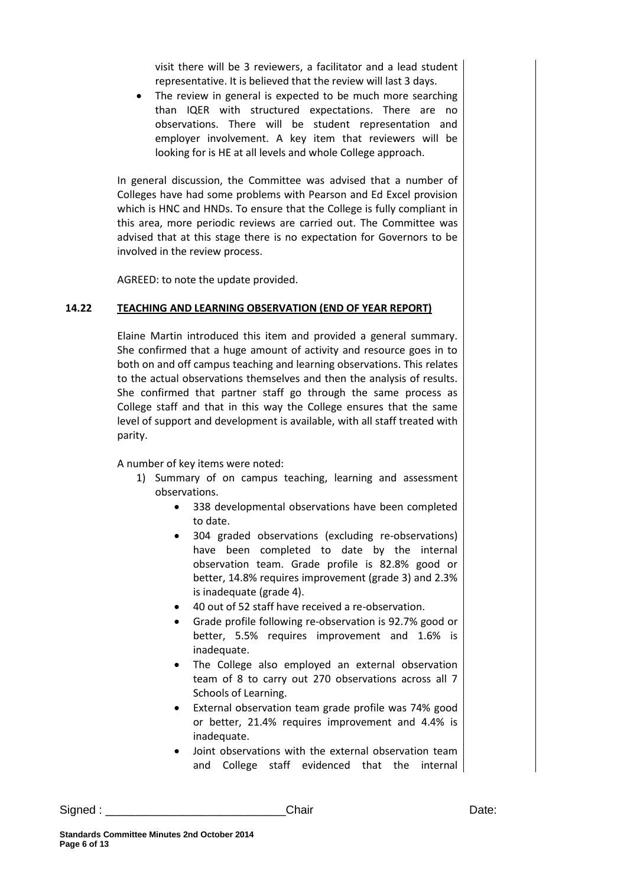visit there will be 3 reviewers, a facilitator and a lead student representative. It is believed that the review will last 3 days.

- The review in general is expected to be much more searching than IQER with structured expectations. There are no observations. There will be student representation and employer involvement. A key item that reviewers will be looking for is HE at all levels and whole College approach.

In general discussion, the Committee was advised that a number of Colleges have had some problems with Pearson and Ed Excel provision which is HNC and HNDs. To ensure that the College is fully compliant in this area, more periodic reviews are carried out. The Committee was advised that at this stage there is no expectation for Governors to be involved in the review process.

AGREED: to note the update provided.

## 14.22 TEACHING AND LEARNING OBSERVATION (END OF YEAR REPORT)

Elaine Martin introduced this item and provided a general summary. She confirmed that a huge amount of activity and resource goes in to both on and off campus teaching and learning observations. This relates to the actual observations themselves and then the analysis of results. She confirmed that partner staff go through the same process as College staff and that in this way the College ensures that the same level of support and development is available, with all staff treated with parity.

A number of key items were noted:

1) Summary of on campus teaching, learning and assessment observations.
    - 338 developmental observations have been completed to date.
    - 304 graded observations (excluding re-observations) have been completed to date by the internal observation team. Grade profile is 82.8% good or better, 14.8% requires improvement (grade 3) and 2.3% is inadequate (grade 4).
    - 40 out of 52 staff have received a re-observation.
    - Grade profile following re-observation is 92.7% good or better, 5.5% requires improvement and 1.6% is inadequate.
    - The College also employed an external observation team of 8 to carry out 270 observations across all 7 Schools of Learning.
    - External observation team grade profile was 74% good or better, 21.4% requires improvement and 4.4% is inadequate.
    - Joint observations with the external observation team and College staff evidenced that the internal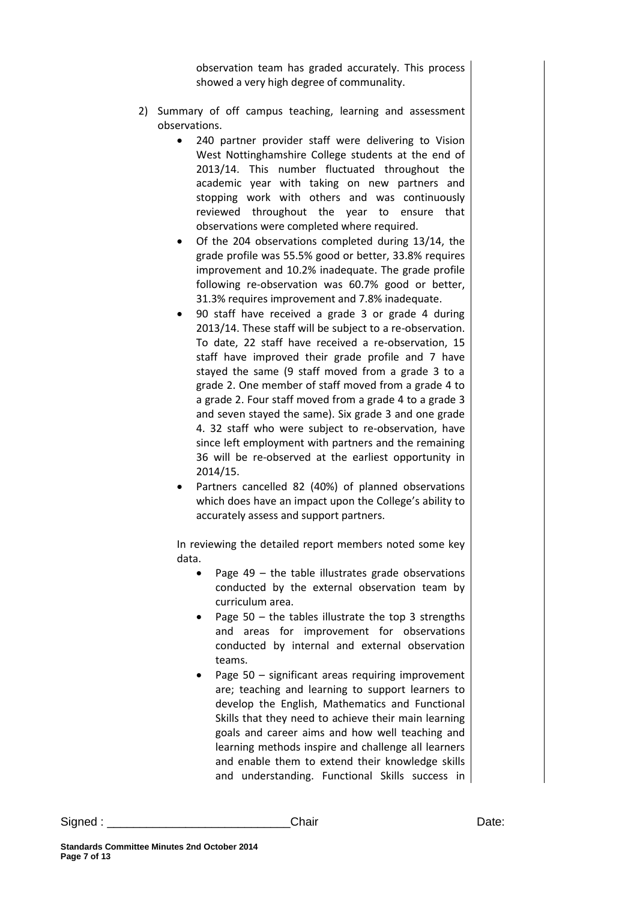observation team has graded accurately. This process showed a very high degree of communality.

2) Summary of off campus teaching, learning and assessment observations.
   - 240 partner provider staff were delivering to Vision West Nottinghamshire College students at the end of 2013/14. This number fluctuated throughout the academic year with taking on new partners and stopping work with others and was continuously reviewed throughout the year to ensure that observations were completed where required.
   - Of the 204 observations completed during 13/14, the grade profile was 55.5% good or better, 33.8% requires improvement and 10.2% inadequate. The grade profile following re-observation was 60.7% good or better, 31.3% requires improvement and 7.8% inadequate.
   - 90 staff have received a grade 3 or grade 4 during 2013/14. These staff will be subject to a re-observation. To date, 22 staff have received a re-observation, 15 staff have improved their grade profile and 7 have stayed the same (9 staff moved from a grade 3 to a grade 2. One member of staff moved from a grade 4 to a grade 2. Four staff moved from a grade 4 to a grade 3 and seven stayed the same). Six grade 3 and one grade 4. 32 staff who were subject to re-observation, have since left employment with partners and the remaining 36 will be re-observed at the earliest opportunity in 2014/15.
   - Partners cancelled 82 (40%) of planned observations which does have an impact upon the College's ability to accurately assess and support partners.

   In reviewing the detailed report members noted some key data.
   - Page 49 – the table illustrates grade observations conducted by the external observation team by curriculum area.
   - Page 50 – the tables illustrate the top 3 strengths and areas for improvement for observations conducted by internal and external observation teams.
   - Page 50 – significant areas requiring improvement are; teaching and learning to support learners to develop the English, Mathematics and Functional Skills that they need to achieve their main learning goals and career aims and how well teaching and learning methods inspire and challenge all learners and enable them to extend their knowledge skills and understanding. Functional Skills success in

Signed : ___________________________Chair Date: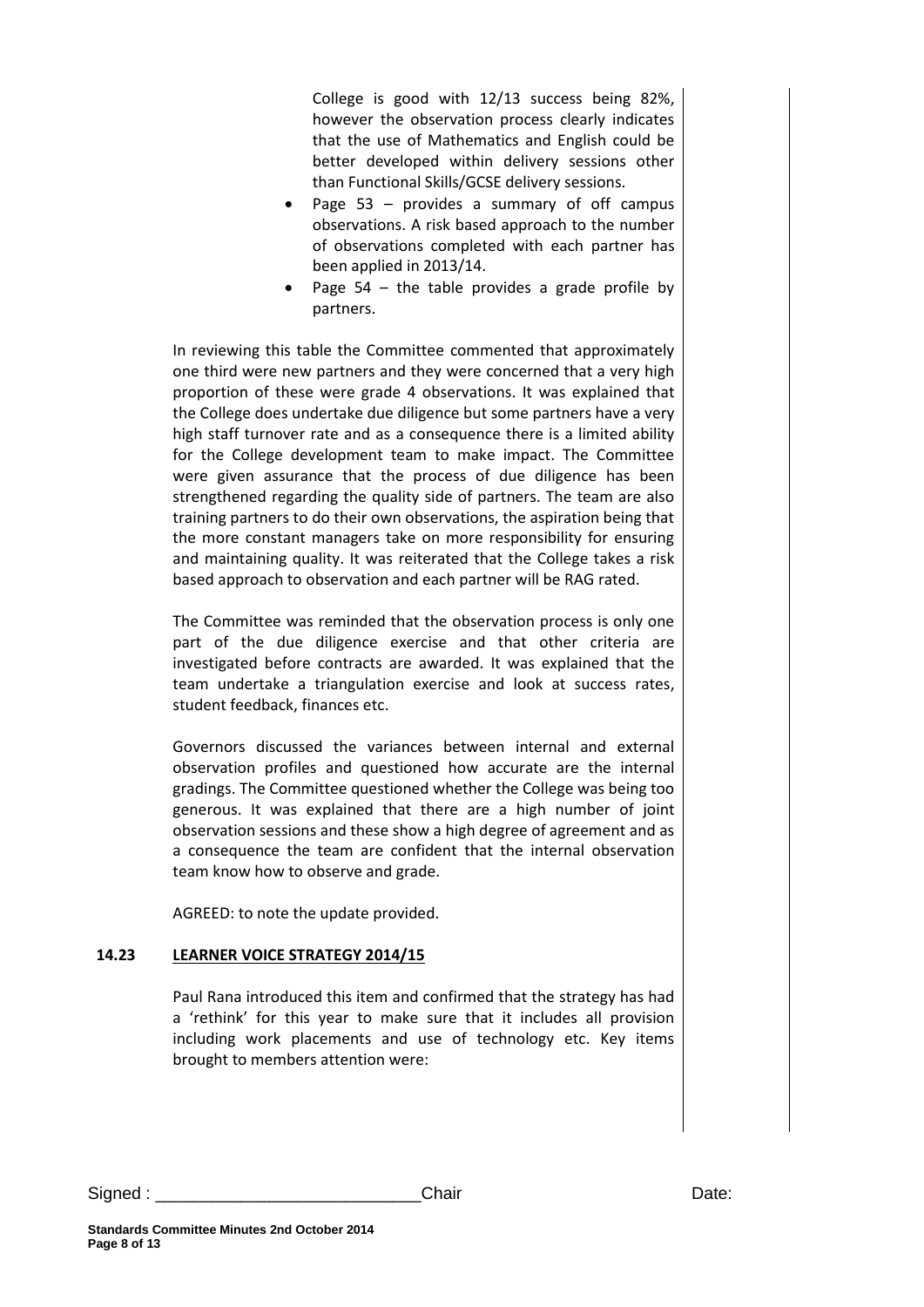College is good with 12/13 success being 82%, however the observation process clearly indicates that the use of Mathematics and English could be better developed within delivery sessions other than Functional Skills/GCSE delivery sessions.

- Page 53 – provides a summary of off campus observations. A risk based approach to the number of observations completed with each partner has been applied in 2013/14.
- Page 54 – the table provides a grade profile by partners.

In reviewing this table the Committee commented that approximately one third were new partners and they were concerned that a very high proportion of these were grade 4 observations. It was explained that the College does undertake due diligence but some partners have a very high staff turnover rate and as a consequence there is a limited ability for the College development team to make impact. The Committee were given assurance that the process of due diligence has been strengthened regarding the quality side of partners. The team are also training partners to do their own observations, the aspiration being that the more constant managers take on more responsibility for ensuring and maintaining quality. It was reiterated that the College takes a risk based approach to observation and each partner will be RAG rated.

The Committee was reminded that the observation process is only one part of the due diligence exercise and that other criteria are investigated before contracts are awarded. It was explained that the team undertake a triangulation exercise and look at success rates, student feedback, finances etc.

Governors discussed the variances between internal and external observation profiles and questioned how accurate are the internal gradings. The Committee questioned whether the College was being too generous. It was explained that there are a high number of joint observation sessions and these show a high degree of agreement and as a consequence the team are confident that the internal observation team know how to observe and grade.

AGREED: to note the update provided.

## 14.23 LEARNER VOICE STRATEGY 2014/15

Paul Rana introduced this item and confirmed that the strategy has had a 'rethink' for this year to make sure that it includes all provision including work placements and use of technology etc. Key items brought to members attention were:

Signed : ___________________________Chair Date: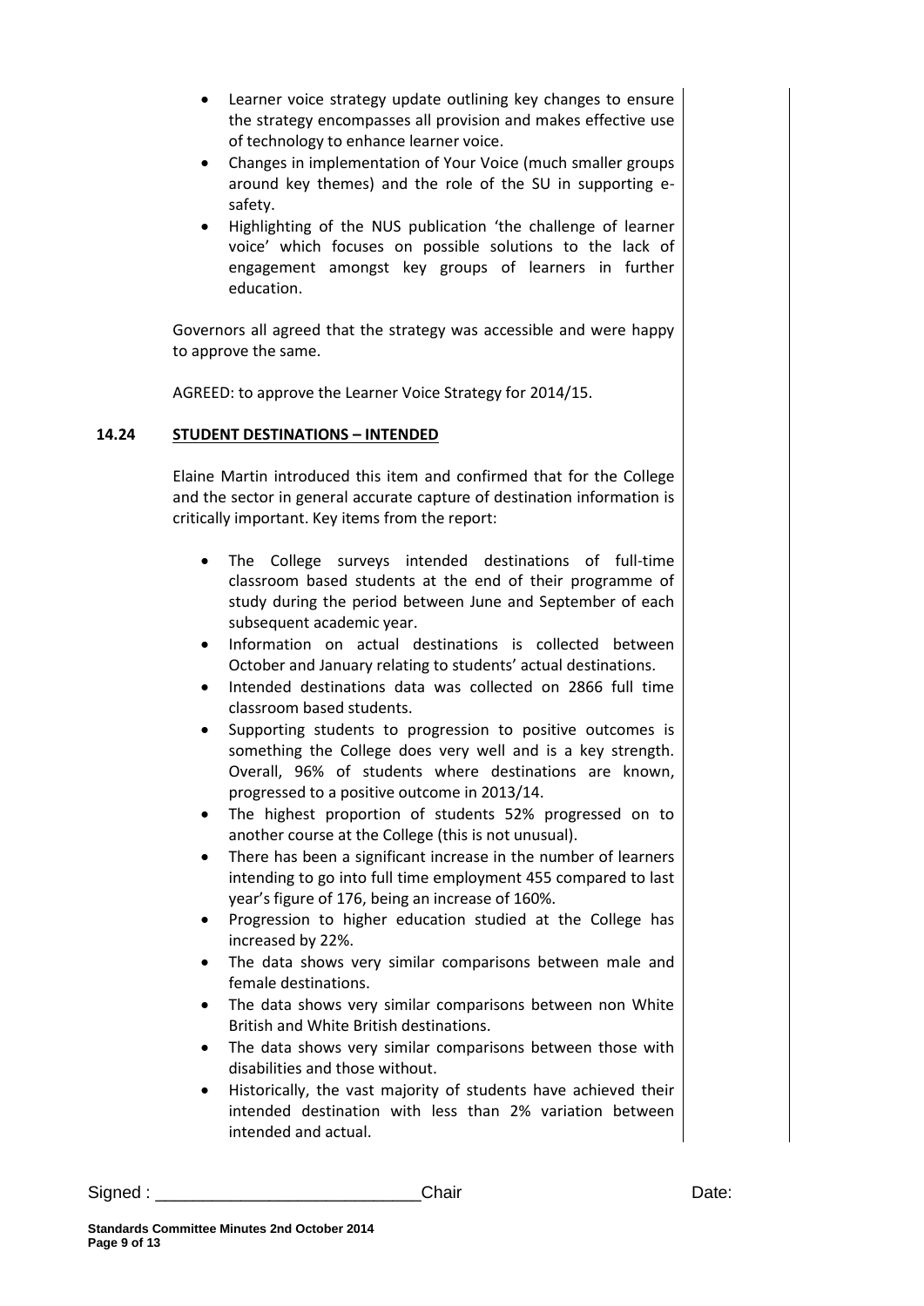- Learner voice strategy update outlining key changes to ensure the strategy encompasses all provision and makes effective use of technology to enhance learner voice.
- Changes in implementation of Your Voice (much smaller groups around key themes) and the role of the SU in supporting e-safety.
- Highlighting of the NUS publication 'the challenge of learner voice' which focuses on possible solutions to the lack of engagement amongst key groups of learners in further education.

Governors all agreed that the strategy was accessible and were happy to approve the same.

AGREED: to approve the Learner Voice Strategy for 2014/15.

## 14.24 STUDENT DESTINATIONS – INTENDED

Elaine Martin introduced this item and confirmed that for the College and the sector in general accurate capture of destination information is critically important. Key items from the report:

- The College surveys intended destinations of full-time classroom based students at the end of their programme of study during the period between June and September of each subsequent academic year.
- Information on actual destinations is collected between October and January relating to students' actual destinations.
- Intended destinations data was collected on 2866 full time classroom based students.
- Supporting students to progression to positive outcomes is something the College does very well and is a key strength. Overall, 96% of students where destinations are known, progressed to a positive outcome in 2013/14.
- The highest proportion of students 52% progressed on to another course at the College (this is not unusual).
- There has been a significant increase in the number of learners intending to go into full time employment 455 compared to last year's figure of 176, being an increase of 160%.
- Progression to higher education studied at the College has increased by 22%.
- The data shows very similar comparisons between male and female destinations.
- The data shows very similar comparisons between non White British and White British destinations.
- The data shows very similar comparisons between those with disabilities and those without.
- Historically, the vast majority of students have achieved their intended destination with less than 2% variation between intended and actual.

Signed : ___________________________Chair Date: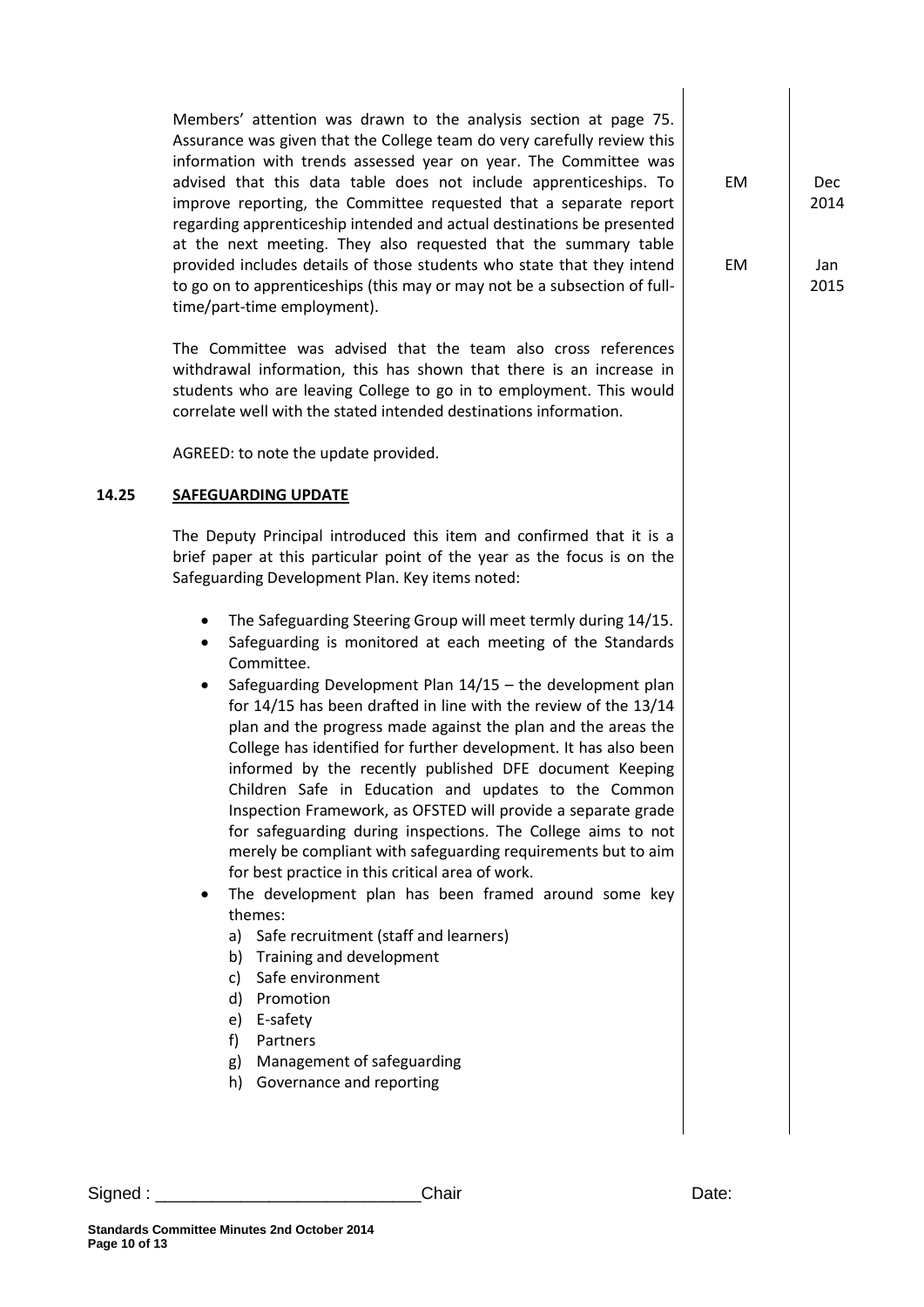Members' attention was drawn to the analysis section at page 75. Assurance was given that the College team do very carefully review this information with trends assessed year on year. The Committee was advised that this data table does not include apprenticeships. To improve reporting, the Committee requested that a separate report regarding apprenticeship intended and actual destinations be presented at the next meeting. They also requested that the summary table provided includes details of those students who state that they intend to go on to apprenticeships (this may or may not be a subsection of full-time/part-time employment).

EM — Dec 2014

EM — Jan 2015

The Committee was advised that the team also cross references withdrawal information, this has shown that there is an increase in students who are leaving College to go in to employment. This would correlate well with the stated intended destinations information.

AGREED: to note the update provided.

## 14.25 SAFEGUARDING UPDATE

The Deputy Principal introduced this item and confirmed that it is a brief paper at this particular point of the year as the focus is on the Safeguarding Development Plan. Key items noted:

- The Safeguarding Steering Group will meet termly during 14/15.
- Safeguarding is monitored at each meeting of the Standards Committee.
- Safeguarding Development Plan 14/15 – the development plan for 14/15 has been drafted in line with the review of the 13/14 plan and the progress made against the plan and the areas the College has identified for further development. It has also been informed by the recently published DFE document Keeping Children Safe in Education and updates to the Common Inspection Framework, as OFSTED will provide a separate grade for safeguarding during inspections. The College aims to not merely be compliant with safeguarding requirements but to aim for best practice in this critical area of work.
- The development plan has been framed around some key themes:
  a) Safe recruitment (staff and learners)
  b) Training and development
  c) Safe environment
  d) Promotion
  e) E-safety
  f) Partners
  g) Management of safeguarding
  h) Governance and reporting

Signed : ___________________________Chair Date: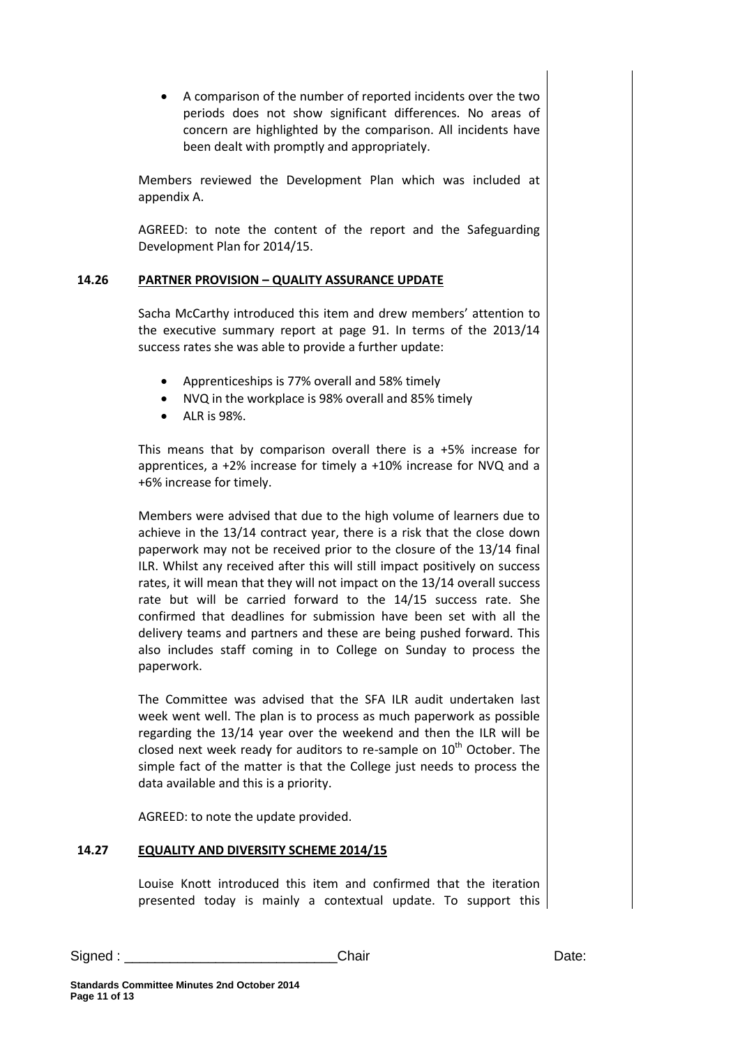- A comparison of the number of reported incidents over the two periods does not show significant differences. No areas of concern are highlighted by the comparison. All incidents have been dealt with promptly and appropriately.

Members reviewed the Development Plan which was included at appendix A.

AGREED: to note the content of the report and the Safeguarding Development Plan for 2014/15.

**14.26 PARTNER PROVISION – QUALITY ASSURANCE UPDATE**

Sacha McCarthy introduced this item and drew members' attention to the executive summary report at page 91. In terms of the 2013/14 success rates she was able to provide a further update:

- Apprenticeships is 77% overall and 58% timely
- NVQ in the workplace is 98% overall and 85% timely
- ALR is 98%.

This means that by comparison overall there is a +5% increase for apprentices, a +2% increase for timely a +10% increase for NVQ and a +6% increase for timely.

Members were advised that due to the high volume of learners due to achieve in the 13/14 contract year, there is a risk that the close down paperwork may not be received prior to the closure of the 13/14 final ILR. Whilst any received after this will still impact positively on success rates, it will mean that they will not impact on the 13/14 overall success rate but will be carried forward to the 14/15 success rate. She confirmed that deadlines for submission have been set with all the delivery teams and partners and these are being pushed forward. This also includes staff coming in to College on Sunday to process the paperwork.

The Committee was advised that the SFA ILR audit undertaken last week went well. The plan is to process as much paperwork as possible regarding the 13/14 year over the weekend and then the ILR will be closed next week ready for auditors to re-sample on 10th October. The simple fact of the matter is that the College just needs to process the data available and this is a priority.

AGREED: to note the update provided.

**14.27 EQUALITY AND DIVERSITY SCHEME 2014/15**

Louise Knott introduced this item and confirmed that the iteration presented today is mainly a contextual update. To support this

Signed : \_\_\_\_\_\_\_\_\_\_\_\_\_\_\_\_\_\_\_\_\_\_\_\_\_\_\_\_Chair Date: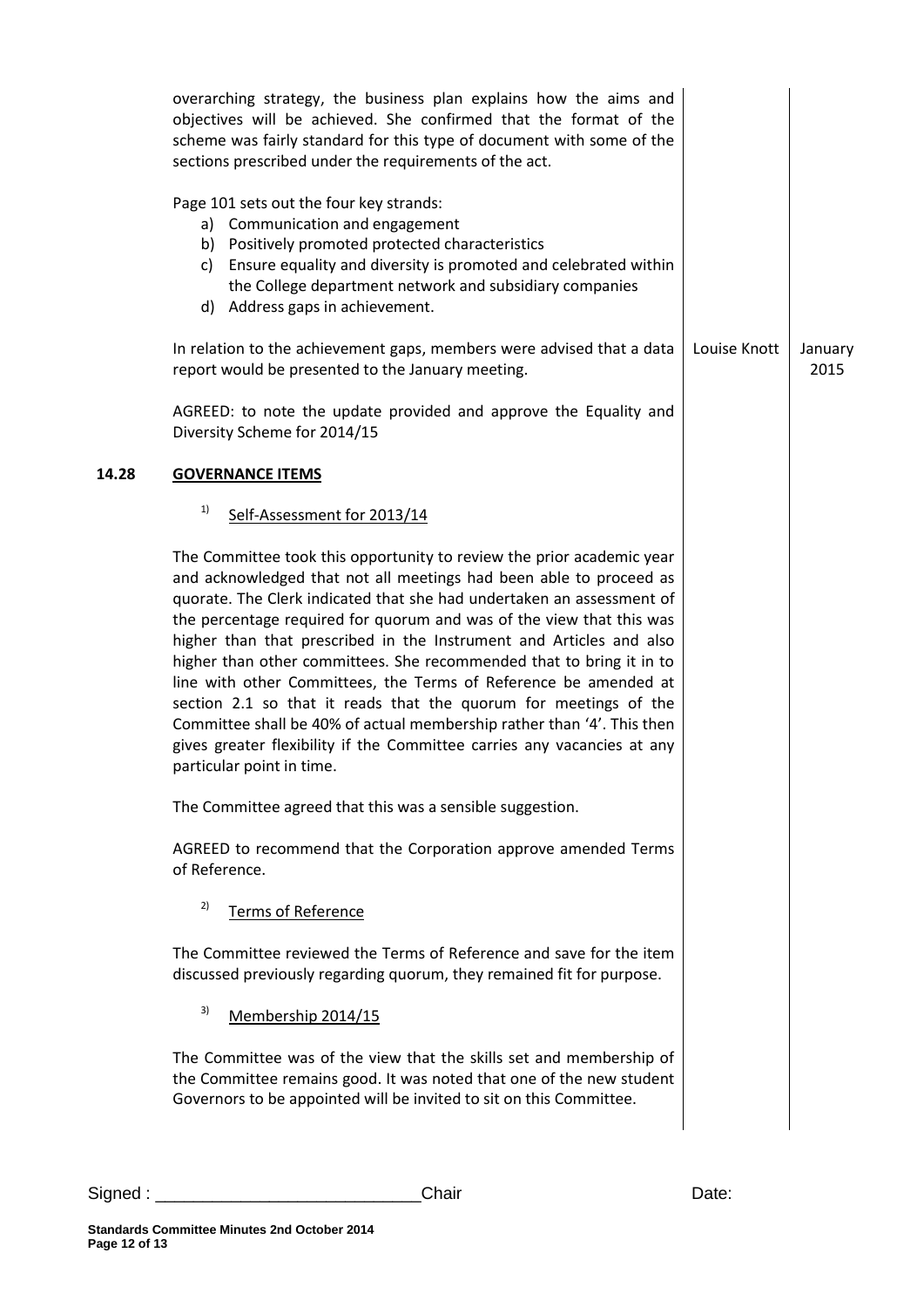overarching strategy, the business plan explains how the aims and objectives will be achieved. She confirmed that the format of the scheme was fairly standard for this type of document with some of the sections prescribed under the requirements of the act.

Page 101 sets out the four key strands:

a) Communication and engagement
b) Positively promoted protected characteristics
c) Ensure equality and diversity is promoted and celebrated within the College department network and subsidiary companies
d) Address gaps in achievement.

In relation to the achievement gaps, members were advised that a data report would be presented to the January meeting. — Louise Knott — January 2015

AGREED: to note the update provided and approve the Equality and Diversity Scheme for 2014/15

## 14.28 GOVERNANCE ITEMS

1) Self-Assessment for 2013/14

The Committee took this opportunity to review the prior academic year and acknowledged that not all meetings had been able to proceed as quorate. The Clerk indicated that she had undertaken an assessment of the percentage required for quorum and was of the view that this was higher than that prescribed in the Instrument and Articles and also higher than other committees. She recommended that to bring it in to line with other Committees, the Terms of Reference be amended at section 2.1 so that it reads that the quorum for meetings of the Committee shall be 40% of actual membership rather than '4'. This then gives greater flexibility if the Committee carries any vacancies at any particular point in time.

The Committee agreed that this was a sensible suggestion.

AGREED to recommend that the Corporation approve amended Terms of Reference.

2) Terms of Reference

The Committee reviewed the Terms of Reference and save for the item discussed previously regarding quorum, they remained fit for purpose.

3) Membership 2014/15

The Committee was of the view that the skills set and membership of the Committee remains good. It was noted that one of the new student Governors to be appointed will be invited to sit on this Committee.

Signed : ___________________________Chair Date: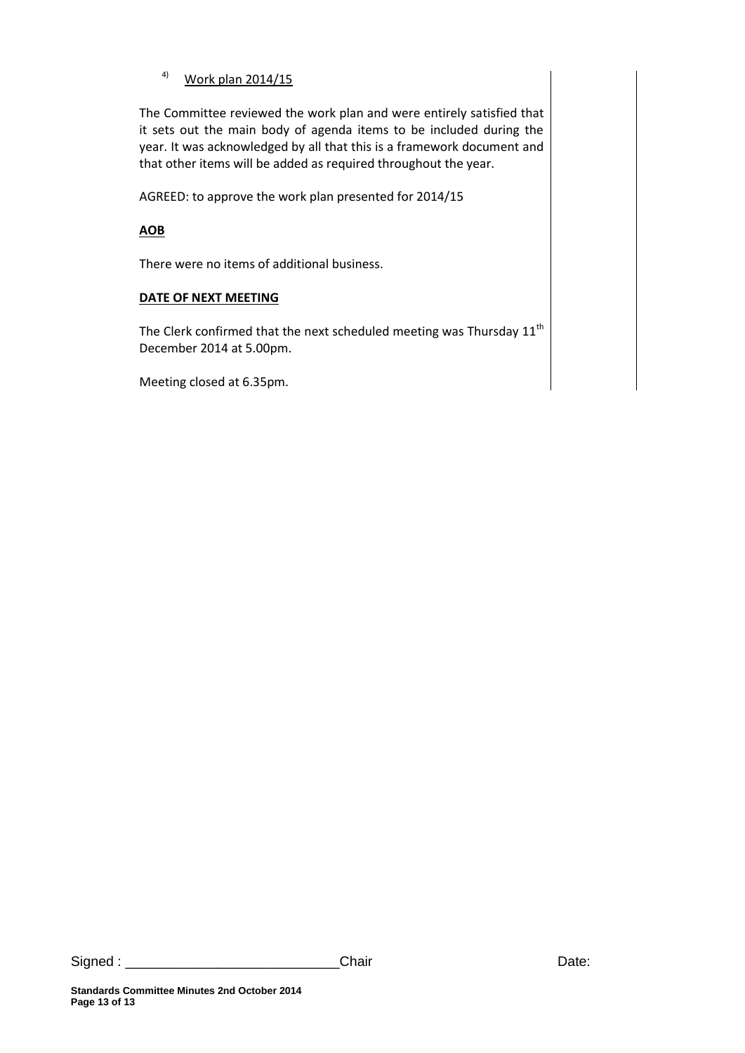4) Work plan 2014/15

The Committee reviewed the work plan and were entirely satisfied that it sets out the main body of agenda items to be included during the year. It was acknowledged by all that this is a framework document and that other items will be added as required throughout the year.

AGREED: to approve the work plan presented for 2014/15

**AOB**

There were no items of additional business.

**DATE OF NEXT MEETING**

The Clerk confirmed that the next scheduled meeting was Thursday 11th December 2014 at 5.00pm.

Meeting closed at 6.35pm.

Signed : ____________________________Chair Date: